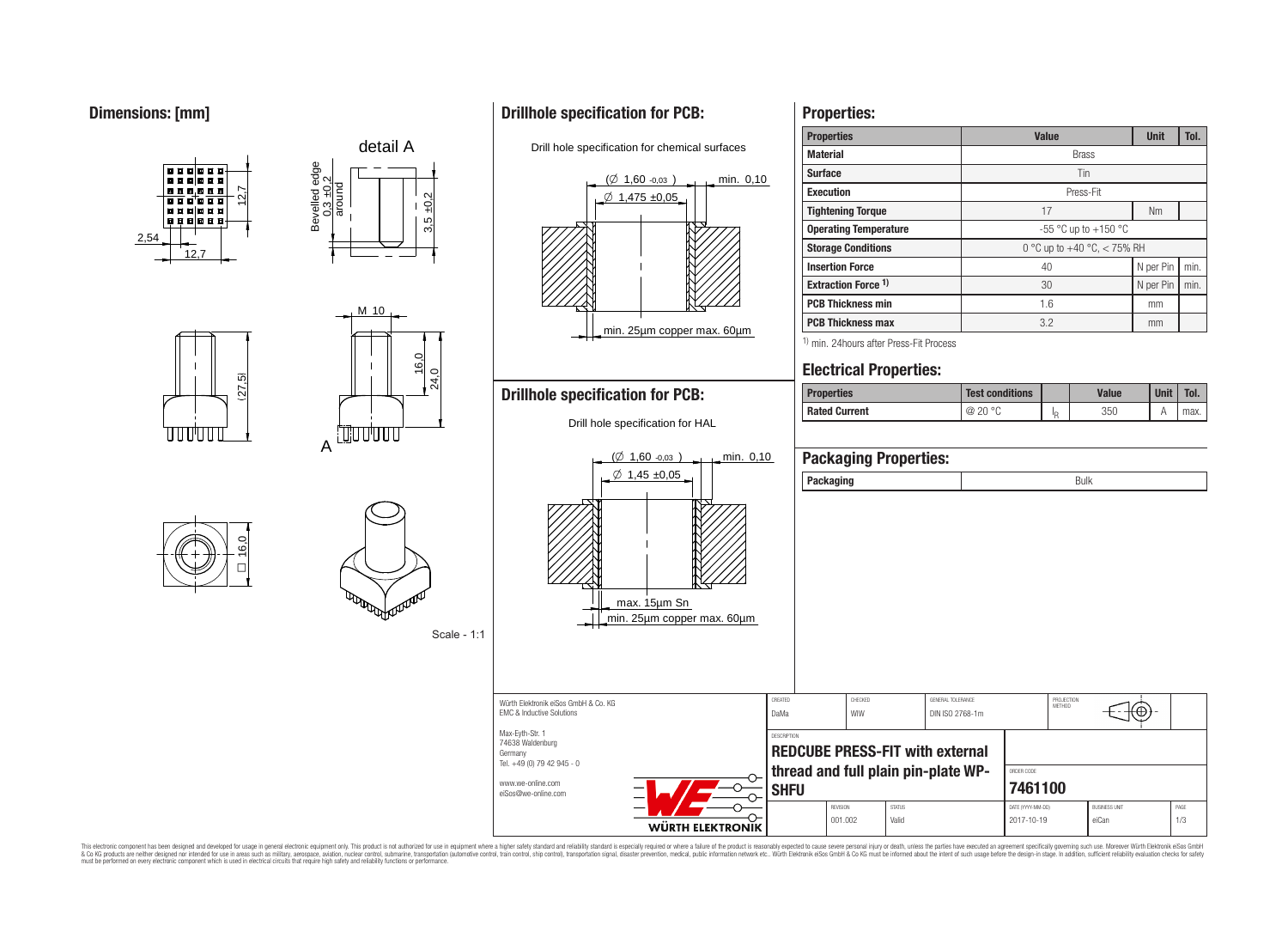## Dimensions: [mm]

detail A

Bevelled edge 0,3 ±0,2 around

12,7

2,54

12,7

3,5 ±0,2

M 10

(27,5)

16,0

24,0

A

□ 16,0

Scale - 1:1

## Drillhole specification for PCB:

Drill hole specification for chemical surfaces

(∅ 1,60 -0,03 ) min. 0,10

∅ 1,475 ±0,05

min. 25µm copper max. 60µm

## Drillhole specification for PCB:

Drill hole specification for HAL

(∅ 1,60 -0,03 ) min. 0,10

∅ 1,45 ±0,05

max. 15µm Sn

min. 25µm copper max. 60µm

## Properties:

| Properties | Value | Unit | Tol. |
|---|---|---|---|
| Material | Brass | | |
| Surface | Tin | | |
| Execution | Press-Fit | | |
| Tightening Torque | 17 | Nm | |
| Operating Temperature | -55 °C up to +150 °C | | |
| Storage Conditions | 0 °C up to +40 °C, < 75% RH | | |
| Insertion Force | 40 | N per Pin | min. |
| Extraction Force [1] | 30 | N per Pin | min. |
| PCB Thickness min | 1.6 | mm | |
| PCB Thickness max | 3.2 | mm | |

[1] min. 24hours after Press-Fit Process

## Electrical Properties:

| Properties | Test conditions | | Value | Unit | Tol. |
|---|---|---|---|---|---|
| Rated Current | @ 20 °C | $I_R$ | 350 | A | max. |

## Packaging Properties:

| Packaging | Bulk |
|---|---|

Würth Elektronik eiSos GmbH & Co. KG
EMC & Inductive Solutions

Max-Eyth-Str. 1
74638 Waldenburg
Germany
Tel. +49 (0) 79 42 945 - 0

www.we-online.com
eiSos@we-online.com

| CREATED | CHECKED | GENERAL TOLERANCE | PROJECTION METHOD |
|---|---|---|---|
| DaMa | WIW | DIN ISO 2768-1m | |

DESCRIPTION
**REDCUBE PRESS-FIT with external thread and full plain pin-plate WP-SHFU**

ORDER CODE
**7461100**

| REVISION | STATUS | DATE (YYYY-MM-DD) | BUSINESS UNIT | PAGE |
|---|---|---|---|---|
| 001.002 | Valid | 2017-10-19 | eiCan | 1/3 |

This electronic component has been designed and developed for usage in general electronic equipment only. This product is not authorized for use in equipment where a higher safety standard and reliability standard is especially required or where a failure of the product is reasonably expected to cause severe personal injury or death, unless the parties have executed an agreement specifically governing such use. Moreover Würth Elektronik eiSos GmbH & Co KG products are neither designed nor intended for use in areas such as military, aerospace, aviation, nuclear control, submarine, transportation (automotive control, train control, ship control), transportation signal, disaster prevention, medical, public information network etc.. Würth Elektronik eiSos GmbH & Co KG must be informed about the intent of such usage before the design-in stage. In addition, sufficient reliability evaluation checks for safety must be performed on every electronic component which is used in electrical circuits that require high safety and reliability functions or performance.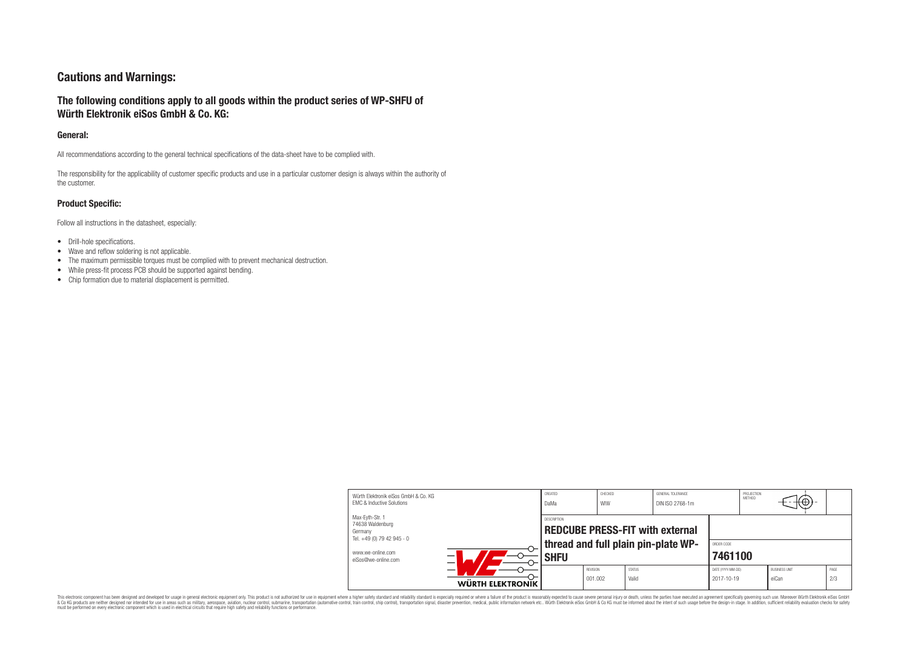# Cautions and Warnings:

## The following conditions apply to all goods within the product series of WP-SHFU of Würth Elektronik eiSos GmbH & Co. KG:

### General:

All recommendations according to the general technical specifications of the data-sheet have to be complied with.

The responsibility for the applicability of customer specific products and use in a particular customer design is always within the authority of the customer.

### Product Specific:

Follow all instructions in the datasheet, especially:

- Drill-hole specifications.
- Wave and reflow soldering is not applicable.
- The maximum permissible torques must be complied with to prevent mechanical destruction.
- While press-fit process PCB should be supported against bending.
- Chip formation due to material displacement is permitted.

| Würth Elektronik eiSos GmbH & Co. KG<br>EMC & Inductive Solutions | CREATED<br>DaMa | CHECKED<br>WIW | GENERAL TOLERANCE<br>DIN ISO 2768-1m | PROJECTION METHOD |
|---|---|---|---|---|
| Max-Eyth-Str. 1<br>74638 Waldenburg<br>Germany<br>Tel. +49 (0) 79 42 945 - 0<br>www.we-online.com<br>eiSos@we-online.com | DESCRIPTION<br>**REDCUBE PRESS-FIT with external thread and full plain pin-plate WP-SHFU** | | ORDER CODE<br>**7461100** | |
| WÜRTH ELEKTRONIK | REVISION<br>001.002 | STATUS<br>Valid | DATE (YYYY-MM-DD)<br>2017-10-19 | BUSINESS UNIT<br>eiCan |

This electronic component has been designed and developed for usage in general electronic equipment only. This product is not authorized for use in equipment where a higher safety standard and reliability standard is especially required or where a failure of the product is reasonably expected to cause severe personal injury or death, unless the parties have executed an agreement specifically governing such use. Moreover Würth Elektronik eiSos GmbH & Co KG products are neither designed nor intended for use in areas such as military, aerospace, aviation, nuclear control, submarine, transportation (automotive control, train control, ship control), transportation signal, disaster prevention, medical, public information network etc.. Würth Elektronik eiSos GmbH & Co KG must be informed about the intent of such usage before the design-in stage. In addition, sufficient reliability evaluation checks for safety must be performed on every electronic component which is used in electrical circuits that require high safety and reliability functions or performance.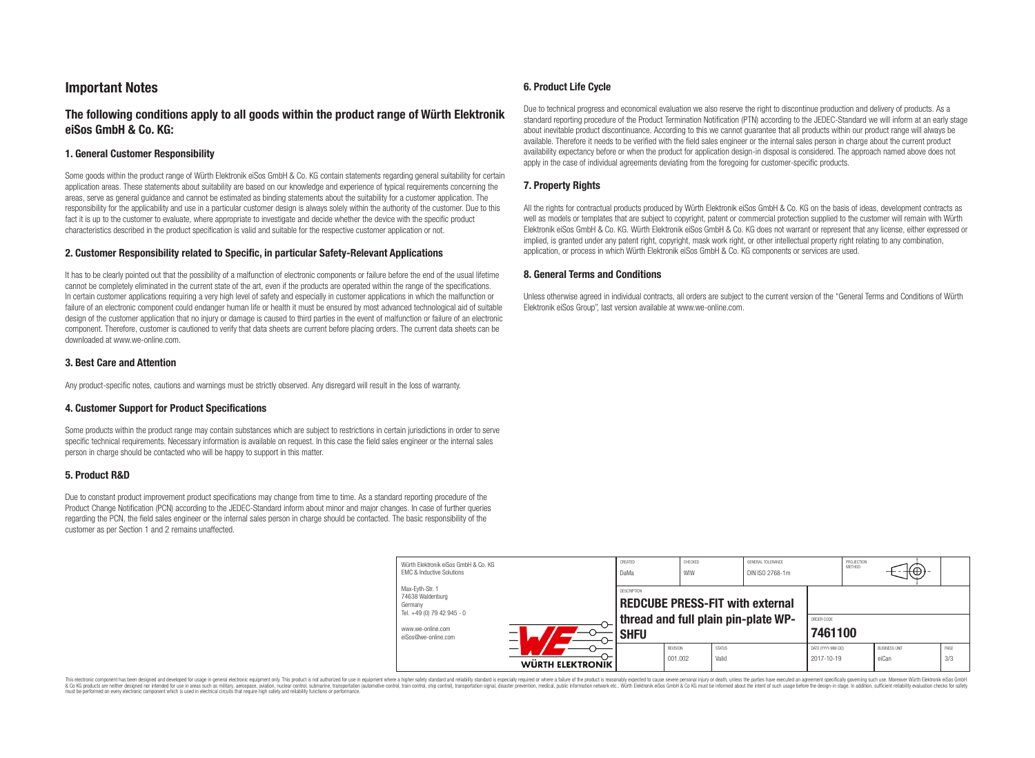# Important Notes

## The following conditions apply to all goods within the product range of Würth Elektronik eiSos GmbH & Co. KG:

### 1. General Customer Responsibility

Some goods within the product range of Würth Elektronik eiSos GmbH & Co. KG contain statements regarding general suitability for certain application areas. These statements about suitability are based on our knowledge and experience of typical requirements concerning the areas, serve as general guidance and cannot be estimated as binding statements about the suitability for a customer application. The responsibility for the applicability and use in a particular customer design is always solely within the authority of the customer. Due to this fact it is up to the customer to evaluate, where appropriate to investigate and decide whether the device with the specific product characteristics described in the product specification is valid and suitable for the respective customer application or not.

### 2. Customer Responsibility related to Specific, in particular Safety-Relevant Applications

It has to be clearly pointed out that the possibility of a malfunction of electronic components or failure before the end of the usual lifetime cannot be completely eliminated in the current state of the art, even if the products are operated within the range of the specifications. In certain customer applications requiring a very high level of safety and especially in customer applications in which the malfunction or failure of an electronic component could endanger human life or health it must be ensured by most advanced technological aid of suitable design of the customer application that no injury or damage is caused to third parties in the event of malfunction or failure of an electronic component. Therefore, customer is cautioned to verify that data sheets are current before placing orders. The current data sheets can be downloaded at www.we-online.com.

### 3. Best Care and Attention

Any product-specific notes, cautions and warnings must be strictly observed. Any disregard will result in the loss of warranty.

### 4. Customer Support for Product Specifications

Some products within the product range may contain substances which are subject to restrictions in certain jurisdictions in order to serve specific technical requirements. Necessary information is available on request. In this case the field sales engineer or the internal sales person in charge should be contacted who will be happy to support in this matter.

### 5. Product R&D

Due to constant product improvement product specifications may change from time to time. As a standard reporting procedure of the Product Change Notification (PCN) according to the JEDEC-Standard inform about minor and major changes. In case of further queries regarding the PCN, the field sales engineer or the internal sales person in charge should be contacted. The basic responsibility of the customer as per Section 1 and 2 remains unaffected.

### 6. Product Life Cycle

Due to technical progress and economical evaluation we also reserve the right to discontinue production and delivery of products. As a standard reporting procedure of the Product Termination Notification (PTN) according to the JEDEC-Standard we will inform at an early stage about inevitable product discontinuance. According to this we cannot guarantee that all products within our product range will always be available. Therefore it needs to be verified with the field sales engineer or the internal sales person in charge about the current product availability expectancy before or when the product for application design-in disposal is considered. The approach named above does not apply in the case of individual agreements deviating from the foregoing for customer-specific products.

### 7. Property Rights

All the rights for contractual products produced by Würth Elektronik eiSos GmbH & Co. KG on the basis of ideas, development contracts as well as models or templates that are subject to copyright, patent or commercial protection supplied to the customer will remain with Würth Elektronik eiSos GmbH & Co. KG. Würth Elektronik eiSos GmbH & Co. KG does not warrant or represent that any license, either expressed or implied, is granted under any patent right, copyright, mask work right, or other intellectual property right relating to any combination, application, or process in which Würth Elektronik eiSos GmbH & Co. KG components or services are used.

### 8. General Terms and Conditions

Unless otherwise agreed in individual contracts, all orders are subject to the current version of the "General Terms and Conditions of Würth Elektronik eiSos Group", last version available at www.we-online.com.

| | | | | | | |
|---|---|---|---|---|---|---|
| Würth Elektronik eiSos GmbH & Co. KG<br>EMC & Inductive Solutions<br>Max-Eyth-Str. 1<br>74638 Waldenburg<br>Germany<br>Tel. +49 (0) 79 42 945 - 0<br>www.we-online.com<br>eiSos@we-online.com | CREATED<br>DaMa | CHECKED<br>WIW | GENERAL TOLERANCE<br>DIN ISO 2768-1m | PROJECTION METHOD | | |
| | DESCRIPTION<br>**REDCUBE PRESS-FIT with external thread and full plain pin-plate WP-SHFU** | | | ORDER CODE<br>**7461100** | | |
| WÜRTH ELEKTRONIK | REVISION<br>001.002 | STATUS<br>Valid | | DATE (YYYY-MM-DD)<br>2017-10-19 | BUSINESS UNIT<br>eiCan | PAGE<br>3/3 |

This electronic component has been designed and developed for usage in general electronic equipment only. This product is not authorized for use in equipment where a higher safety standard and reliability standard is especially required or where a failure of the product is reasonably expected to cause severe personal injury or death, unless the parties have executed an agreement specifically governing such use. Moreover Würth Elektronik eiSos GmbH & Co KG products are neither designed nor intended for use in areas such as military, aerospace, aviation, nuclear control, submarine, transportation (automotive control, train control, ship control), transportation signal, disaster prevention, medical, public information network etc.. Würth Elektronik eiSos GmbH & Co KG must be informed about the intent of such usage before the design-in stage. In addition, sufficient reliability evaluation checks for safety must be performed on every electronic component which is used in electrical circuits that require high safety and reliability functions or performance.